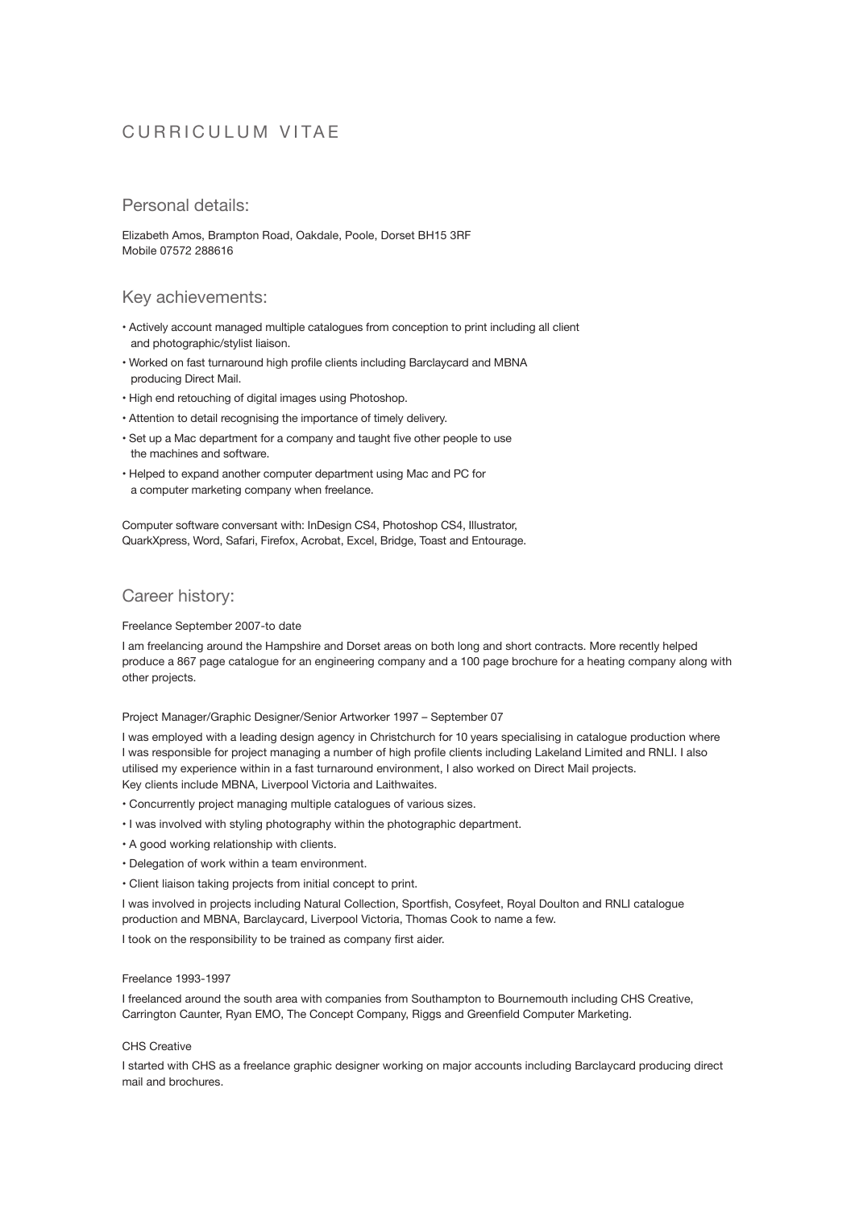# CURRICULUM VITAE

## Personal details:

Elizabeth Amos, Brampton Road, Oakdale, Poole, Dorset BH15 3RF
Mobile 07572 288616

## Key achievements:

- Actively account managed multiple catalogues from conception to print including all client and photographic/stylist liaison.
- Worked on fast turnaround high profile clients including Barclaycard and MBNA producing Direct Mail.
- High end retouching of digital images using Photoshop.
- Attention to detail recognising the importance of timely delivery.
- Set up a Mac department for a company and taught five other people to use the machines and software.
- Helped to expand another computer department using Mac and PC for a computer marketing company when freelance.

Computer software conversant with: InDesign CS4, Photoshop CS4, Illustrator, QuarkXpress, Word, Safari, Firefox, Acrobat, Excel, Bridge, Toast and Entourage.

## Career history:

Freelance September 2007-to date

I am freelancing around the Hampshire and Dorset areas on both long and short contracts. More recently helped produce a 867 page catalogue for an engineering company and a 100 page brochure for a heating company along with other projects.

Project Manager/Graphic Designer/Senior Artworker 1997 – September 07

I was employed with a leading design agency in Christchurch for 10 years specialising in catalogue production where I was responsible for project managing a number of high profile clients including Lakeland Limited and RNLI. I also utilised my experience within in a fast turnaround environment, I also worked on Direct Mail projects.
Key clients include MBNA, Liverpool Victoria and Laithwaites.

- Concurrently project managing multiple catalogues of various sizes.
- I was involved with styling photography within the photographic department.
- A good working relationship with clients.
- Delegation of work within a team environment.
- Client liaison taking projects from initial concept to print.

I was involved in projects including Natural Collection, Sportfish, Cosyfeet, Royal Doulton and RNLI catalogue production and MBNA, Barclaycard, Liverpool Victoria, Thomas Cook to name a few.

I took on the responsibility to be trained as company first aider.

Freelance 1993-1997

I freelanced around the south area with companies from Southampton to Bournemouth including CHS Creative, Carrington Caunter, Ryan EMO, The Concept Company, Riggs and Greenfield Computer Marketing.

CHS Creative

I started with CHS as a freelance graphic designer working on major accounts including Barclaycard producing direct mail and brochures.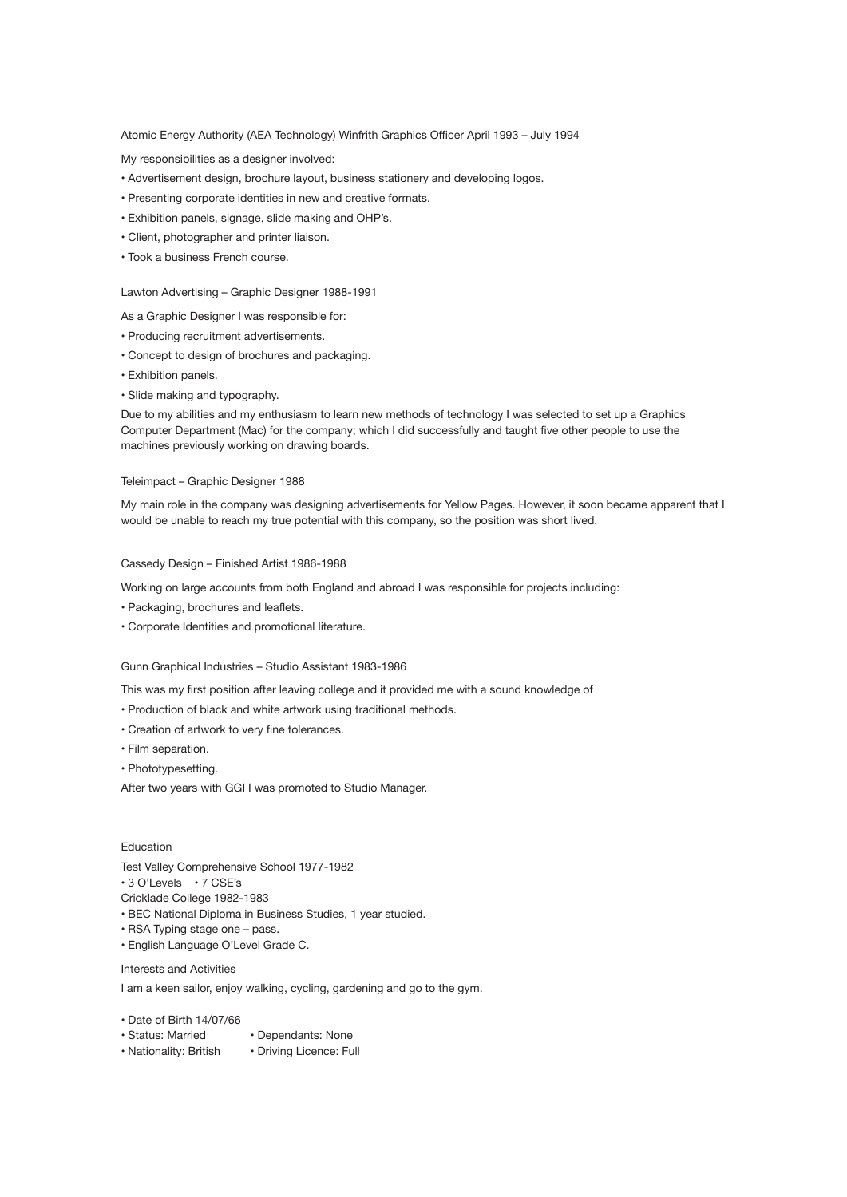Atomic Energy Authority (AEA Technology) Winfrith Graphics Officer April 1993 – July 1994

My responsibilities as a designer involved:

- Advertisement design, brochure layout, business stationery and developing logos.
- Presenting corporate identities in new and creative formats.
- Exhibition panels, signage, slide making and OHP's.
- Client, photographer and printer liaison.
- Took a business French course.

Lawton Advertising – Graphic Designer 1988-1991

As a Graphic Designer I was responsible for:

- Producing recruitment advertisements.
- Concept to design of brochures and packaging.
- Exhibition panels.
- Slide making and typography.

Due to my abilities and my enthusiasm to learn new methods of technology I was selected to set up a Graphics Computer Department (Mac) for the company; which I did successfully and taught five other people to use the machines previously working on drawing boards.

Teleimpact – Graphic Designer 1988

My main role in the company was designing advertisements for Yellow Pages. However, it soon became apparent that I would be unable to reach my true potential with this company, so the position was short lived.

Cassedy Design – Finished Artist 1986-1988

Working on large accounts from both England and abroad I was responsible for projects including:

- Packaging, brochures and leaflets.
- Corporate Identities and promotional literature.

Gunn Graphical Industries – Studio Assistant 1983-1986

This was my first position after leaving college and it provided me with a sound knowledge of

- Production of black and white artwork using traditional methods.
- Creation of artwork to very fine tolerances.
- Film separation.
- Phototypesetting.

After two years with GGI I was promoted to Studio Manager.

## Education

Test Valley Comprehensive School 1977-1982

- 3 O'Levels • 7 CSE's

Cricklade College 1982-1983

- BEC National Diploma in Business Studies, 1 year studied.
- RSA Typing stage one – pass.
- English Language O'Level Grade C.

## Interests and Activities

I am a keen sailor, enjoy walking, cycling, gardening and go to the gym.

- Date of Birth 14/07/66
- Status: Married • Dependants: None
- Nationality: British • Driving Licence: Full